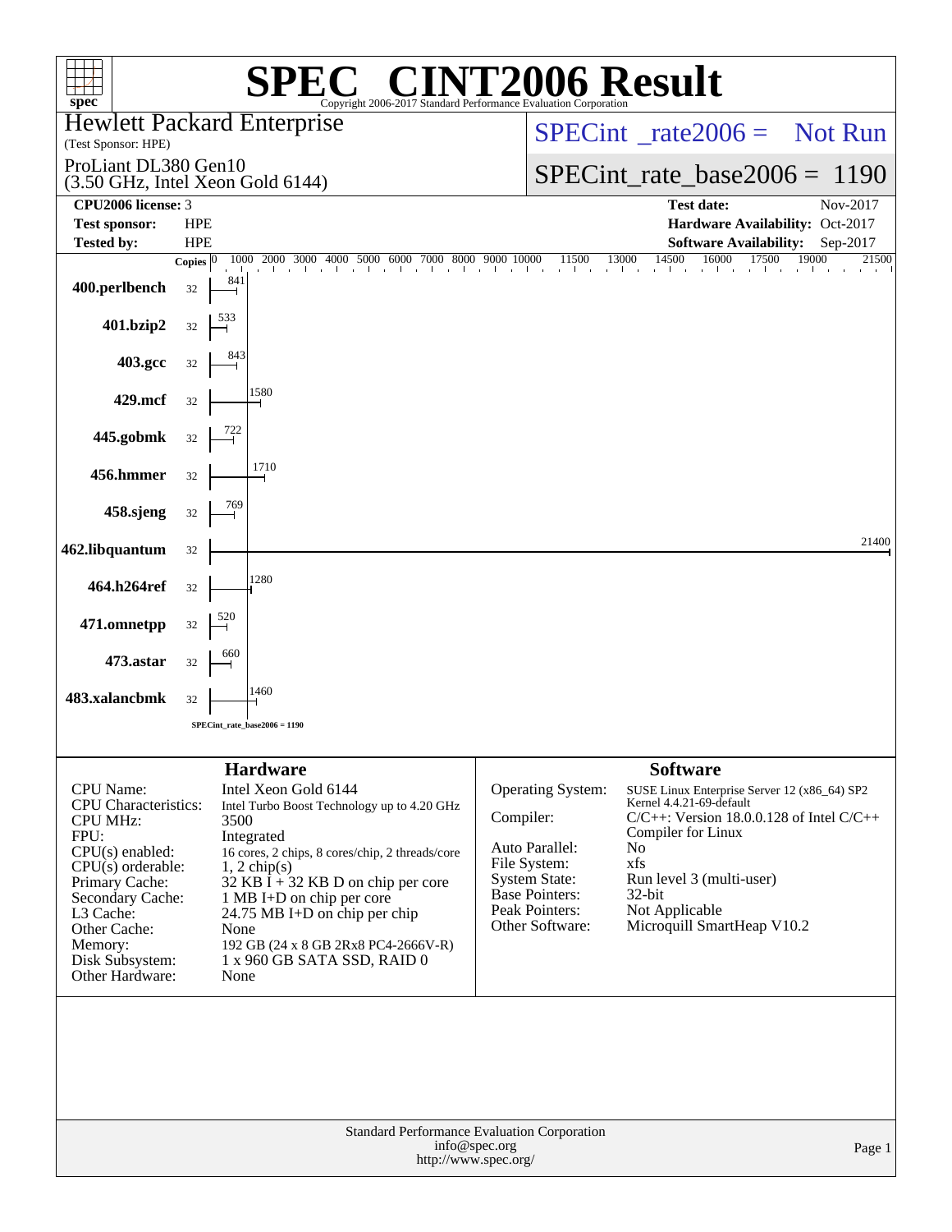# SPEC® CINT2006 Result

Copyright 2006-2017 Standard Performance Evaluation Corporation

**Hewlett Packard Enterprise**
(Test Sponsor: HPE)

ProLiant DL380 Gen10
(3.50 GHz, Intel Xeon Gold 6144)

SPECint_rate2006 = Not Run

SPECint_rate_base2006 = 1190

| | | | |
|---|---|---|---|
| **CPU2006 license:** | 3 | **Test date:** | Nov-2017 |
| **Test sponsor:** | HPE | **Hardware Availability:** | Oct-2017 |
| **Tested by:** | HPE | **Software Availability:** | Sep-2017 |

| Benchmark | Copies | Base Ratio |
|---|---|---|
| 400.perlbench | 32 | 841 |
| 401.bzip2 | 32 | 533 |
| 403.gcc | 32 | 843 |
| 429.mcf | 32 | 1580 |
| 445.gobmk | 32 | 722 |
| 456.hmmer | 32 | 1710 |
| 458.sjeng | 32 | 769 |
| 462.libquantum | 32 | 21400 |
| 464.h264ref | 32 | 1280 |
| 471.omnetpp | 32 | 520 |
| 473.astar | 32 | 660 |
| 483.xalancbmk | 32 | 1460 |

SPECint_rate_base2006 = 1190

## Hardware

| | |
|---|---|
| CPU Name: | Intel Xeon Gold 6144 |
| CPU Characteristics: | Intel Turbo Boost Technology up to 4.20 GHz |
| CPU MHz: | 3500 |
| FPU: | Integrated |
| CPU(s) enabled: | 16 cores, 2 chips, 8 cores/chip, 2 threads/core |
| CPU(s) orderable: | 1, 2 chip(s) |
| Primary Cache: | 32 KB I + 32 KB D on chip per core |
| Secondary Cache: | 1 MB I+D on chip per core |
| L3 Cache: | 24.75 MB I+D on chip per chip |
| Other Cache: | None |
| Memory: | 192 GB (24 x 8 GB 2Rx8 PC4-2666V-R) |
| Disk Subsystem: | 1 x 960 GB SATA SSD, RAID 0 |
| Other Hardware: | None |

## Software

| | |
|---|---|
| Operating System: | SUSE Linux Enterprise Server 12 (x86_64) SP2 Kernel 4.4.21-69-default |
| Compiler: | C/C++: Version 18.0.0.128 of Intel C/C++ Compiler for Linux |
| Auto Parallel: | No |
| File System: | xfs |
| System State: | Run level 3 (multi-user) |
| Base Pointers: | 32-bit |
| Peak Pointers: | Not Applicable |
| Other Software: | Microquill SmartHeap V10.2 |

Standard Performance Evaluation Corporation
info@spec.org
http://www.spec.org/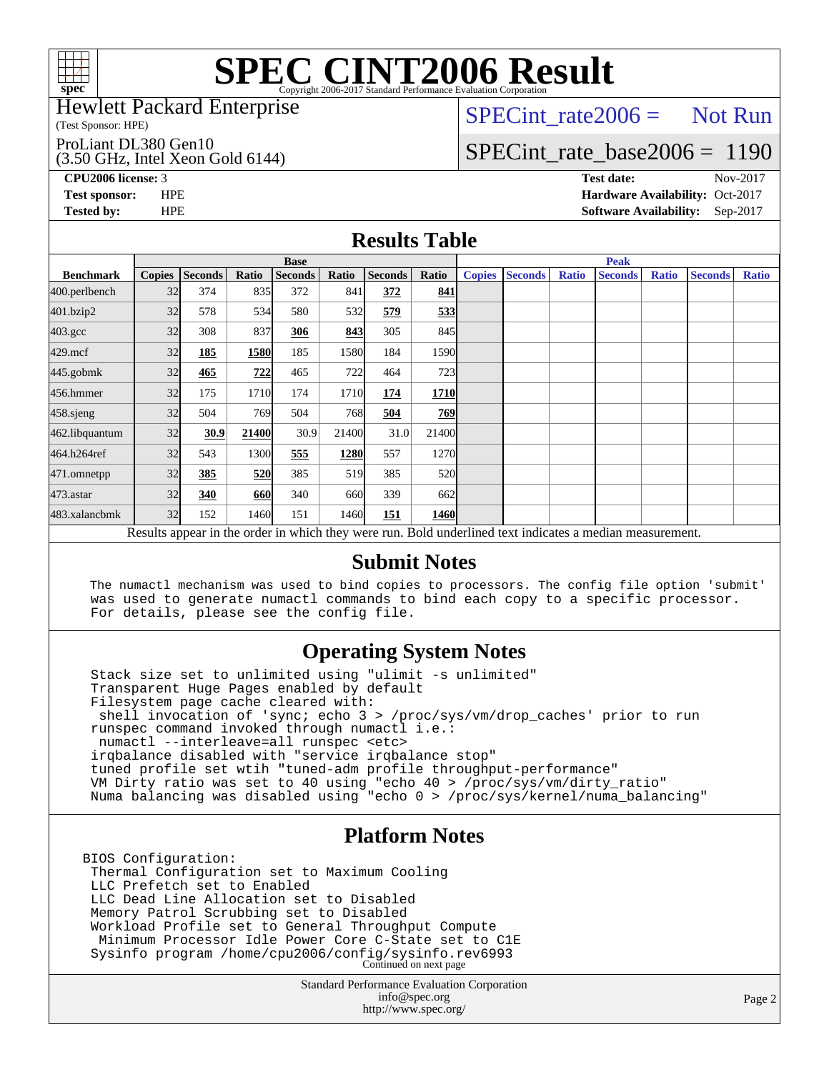# SPEC CINT2006 Result

Copyright 2006-2017 Standard Performance Evaluation Corporation

Hewlett Packard Enterprise
(Test Sponsor: HPE)

ProLiant DL380 Gen10
(3.50 GHz, Intel Xeon Gold 6144)

SPECint_rate2006 = Not Run

SPECint_rate_base2006 = 1190

**CPU2006 license:** 3
**Test sponsor:** HPE
**Tested by:** HPE

**Test date:** Nov-2017
**Hardware Availability:** Oct-2017
**Software Availability:** Sep-2017

## Results Table

| | Base | | | | | | | Peak | | | | | | |
|---|---|---|---|---|---|---|---|---|---|---|---|---|---|---|
| **Benchmark** | **Copies** | **Seconds** | **Ratio** | **Seconds** | **Ratio** | **Seconds** | **Ratio** | **Copies** | **Seconds** | **Ratio** | **Seconds** | **Ratio** | **Seconds** | **Ratio** |
| 400.perlbench | 32 | 374 | 835 | 372 | 841 | **372** | **841** | | | | | | | |
| 401.bzip2 | 32 | 578 | 534 | 580 | 532 | **579** | **533** | | | | | | | |
| 403.gcc | 32 | 308 | 837 | **306** | **843** | 305 | 845 | | | | | | | |
| 429.mcf | 32 | **185** | **1580** | 185 | 1580 | 184 | 1590 | | | | | | | |
| 445.gobmk | 32 | **465** | **722** | 465 | 722 | 464 | 723 | | | | | | | |
| 456.hmmer | 32 | 175 | 1710 | 174 | 1710 | **174** | **1710** | | | | | | | |
| 458.sjeng | 32 | 504 | 769 | 504 | 768 | **504** | **769** | | | | | | | |
| 462.libquantum | 32 | **30.9** | **21400** | 30.9 | 21400 | 31.0 | 21400 | | | | | | | |
| 464.h264ref | 32 | 543 | 1300 | **555** | **1280** | 557 | 1270 | | | | | | | |
| 471.omnetpp | 32 | **385** | **520** | 385 | 519 | 385 | 520 | | | | | | | |
| 473.astar | 32 | **340** | **660** | 340 | 660 | 339 | 662 | | | | | | | |
| 483.xalancbmk | 32 | 152 | 1460 | 151 | 1460 | **151** | **1460** | | | | | | | |

Results appear in the order in which they were run. Bold underlined text indicates a median measurement.

## Submit Notes

```
The numactl mechanism was used to bind copies to processors. The config file option 'submit'
was used to generate numactl commands to bind each copy to a specific processor.
For details, please see the config file.
```

## Operating System Notes

```
Stack size set to unlimited using "ulimit -s unlimited"
Transparent Huge Pages enabled by default
Filesystem page cache cleared with:
 shell invocation of 'sync; echo 3 > /proc/sys/vm/drop_caches' prior to run
runspec command invoked through numactl i.e.:
 numactl --interleave=all runspec <etc>
irqbalance disabled with "service irqbalance stop"
tuned profile set wtih "tuned-adm profile throughput-performance"
VM Dirty ratio was set to 40 using "echo 40 > /proc/sys/vm/dirty_ratio"
Numa balancing was disabled using "echo 0 > /proc/sys/kernel/numa_balancing"
```

## Platform Notes

```
BIOS Configuration:
 Thermal Configuration set to Maximum Cooling
 LLC Prefetch set to Enabled
 LLC Dead Line Allocation set to Disabled
 Memory Patrol Scrubbing set to Disabled
 Workload Profile set to General Throughput Compute
  Minimum Processor Idle Power Core C-State set to C1E
 Sysinfo program /home/cpu2006/config/sysinfo.rev6993
```

Continued on next page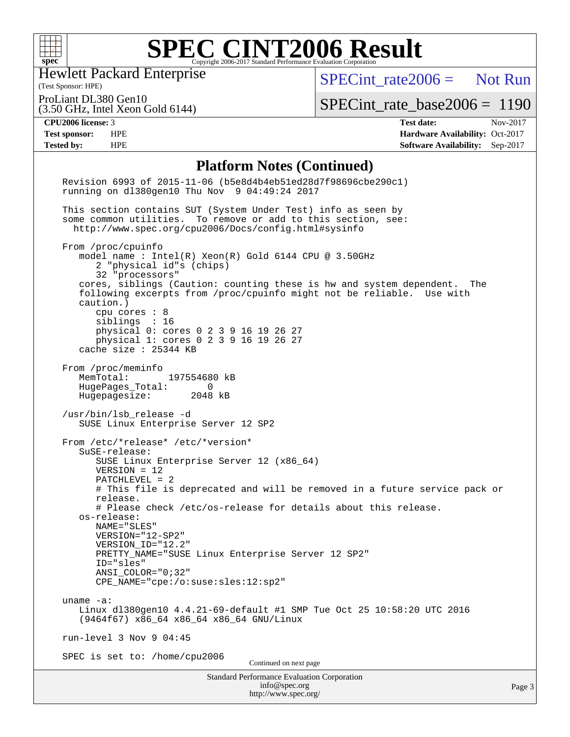# SPEC CINT2006 Result

Hewlett Packard Enterprise
(Test Sponsor: HPE)

ProLiant DL380 Gen10
(3.50 GHz, Intel Xeon Gold 6144)

SPECint_rate2006 = Not Run

SPECint_rate_base2006 = 1190

| | | | |
|---|---|---|---|
| **CPU2006 license:** 3 | | **Test date:** | Nov-2017 |
| **Test sponsor:** | HPE | **Hardware Availability:** | Oct-2017 |
| **Tested by:** | HPE | **Software Availability:** | Sep-2017 |

## Platform Notes (Continued)

```
Revision 6993 of 2015-11-06 (b5e8d4b4eb51ed28d7f98696cbe290c1)
running on dl380gen10 Thu Nov  9 04:49:24 2017

This section contains SUT (System Under Test) info as seen by
some common utilities.  To remove or add to this section, see:
  http://www.spec.org/cpu2006/Docs/config.html#sysinfo

From /proc/cpuinfo
   model name : Intel(R) Xeon(R) Gold 6144 CPU @ 3.50GHz
      2 "physical id"s (chips)
      32 "processors"
   cores, siblings (Caution: counting these is hw and system dependent.  The
   following excerpts from /proc/cpuinfo might not be reliable.  Use with
   caution.)
      cpu cores : 8
      siblings  : 16
      physical 0: cores 0 2 3 9 16 19 26 27
      physical 1: cores 0 2 3 9 16 19 26 27
   cache size : 25344 KB

From /proc/meminfo
   MemTotal:       197554680 kB
   HugePages_Total:       0
   Hugepagesize:       2048 kB

/usr/bin/lsb_release -d
   SUSE Linux Enterprise Server 12 SP2

From /etc/*release* /etc/*version*
   SuSE-release:
      SUSE Linux Enterprise Server 12 (x86_64)
      VERSION = 12
      PATCHLEVEL = 2
      # This file is deprecated and will be removed in a future service pack or
      release.
      # Please check /etc/os-release for details about this release.
   os-release:
      NAME="SLES"
      VERSION="12-SP2"
      VERSION_ID="12.2"
      PRETTY_NAME="SUSE Linux Enterprise Server 12 SP2"
      ID="sles"
      ANSI_COLOR="0;32"
      CPE_NAME="cpe:/o:suse:sles:12:sp2"

uname -a:
   Linux dl380gen10 4.4.21-69-default #1 SMP Tue Oct 25 10:58:20 UTC 2016
   (9464f67) x86_64 x86_64 x86_64 GNU/Linux

run-level 3 Nov 9 04:45

SPEC is set to: /home/cpu2006
```

Continued on next page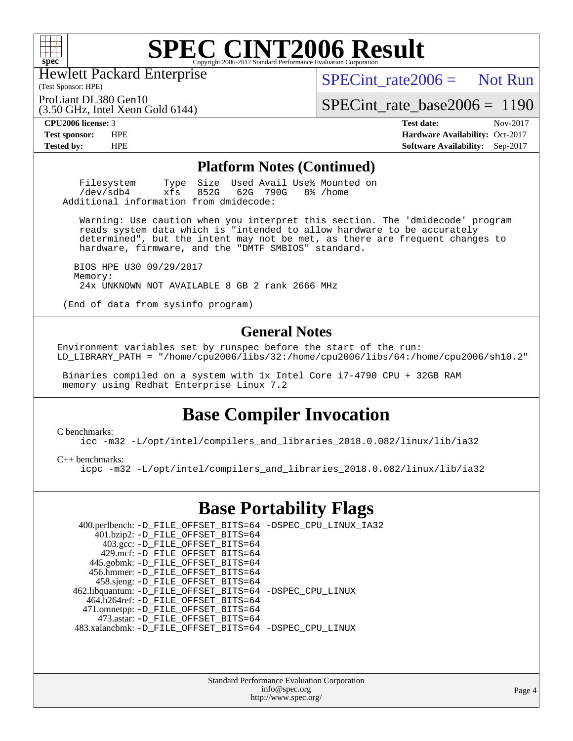# SPEC CINT2006 Result

Copyright 2006-2017 Standard Performance Evaluation Corporation

Hewlett Packard Enterprise
(Test Sponsor: HPE)

ProLiant DL380 Gen10
(3.50 GHz, Intel Xeon Gold 6144)

SPECint_rate2006 = Not Run

SPECint_rate_base2006 = 1190

**CPU2006 license:** 3
**Test sponsor:** HPE
**Tested by:** HPE

**Test date:** Nov-2017
**Hardware Availability:** Oct-2017
**Software Availability:** Sep-2017

## Platform Notes (Continued)

```
    Filesystem     Type  Size  Used Avail Use% Mounted on
    /dev/sdb4      xfs   852G   62G  790G   8% /home
  Additional information from dmidecode:

     Warning: Use caution when you interpret this section. The 'dmidecode' program
     reads system data which is "intended to allow hardware to be accurately
     determined", but the intent may not be met, as there are frequent changes to
     hardware, firmware, and the "DMTF SMBIOS" standard.

    BIOS HPE U30 09/29/2017
    Memory:
     24x UNKNOWN NOT AVAILABLE 8 GB 2 rank 2666 MHz

  (End of data from sysinfo program)
```

## General Notes

```
Environment variables set by runspec before the start of the run:
LD_LIBRARY_PATH = "/home/cpu2006/libs/32:/home/cpu2006/libs/64:/home/cpu2006/sh10.2"

 Binaries compiled on a system with 1x Intel Core i7-4790 CPU + 32GB RAM
 memory using Redhat Enterprise Linux 7.2
```

## Base Compiler Invocation

C benchmarks:
```
icc -m32 -L/opt/intel/compilers_and_libraries_2018.0.082/linux/lib/ia32
```

C++ benchmarks:
```
icpc -m32 -L/opt/intel/compilers_and_libraries_2018.0.082/linux/lib/ia32
```

## Base Portability Flags

```
    400.perlbench: -D_FILE_OFFSET_BITS=64 -DSPEC_CPU_LINUX_IA32
        401.bzip2: -D_FILE_OFFSET_BITS=64
          403.gcc: -D_FILE_OFFSET_BITS=64
          429.mcf: -D_FILE_OFFSET_BITS=64
        445.gobmk: -D_FILE_OFFSET_BITS=64
        456.hmmer: -D_FILE_OFFSET_BITS=64
        458.sjeng: -D_FILE_OFFSET_BITS=64
   462.libquantum: -D_FILE_OFFSET_BITS=64 -DSPEC_CPU_LINUX
      464.h264ref: -D_FILE_OFFSET_BITS=64
      471.omnetpp: -D_FILE_OFFSET_BITS=64
        473.astar: -D_FILE_OFFSET_BITS=64
   483.xalancbmk: -D_FILE_OFFSET_BITS=64 -DSPEC_CPU_LINUX
```

Standard Performance Evaluation Corporation
info@spec.org
http://www.spec.org/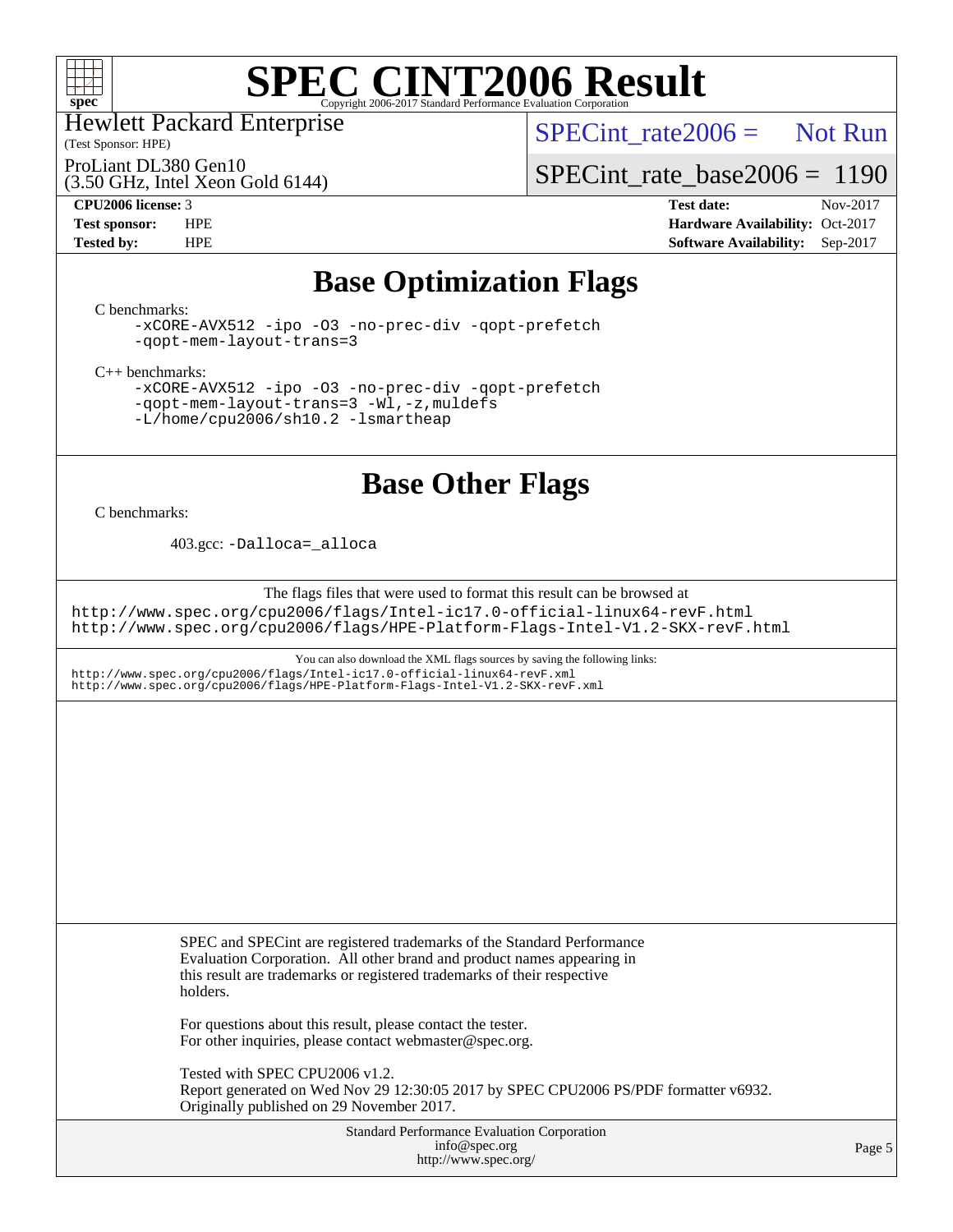# SPEC CINT2006 Result

Copyright 2006-2017 Standard Performance Evaluation Corporation

Hewlett Packard Enterprise
(Test Sponsor: HPE)

ProLiant DL380 Gen10
(3.50 GHz, Intel Xeon Gold 6144)

SPECint_rate2006 = Not Run

SPECint_rate_base2006 = 1190

| | | | |
|---|---|---|---|
| **CPU2006 license:** | 3 | **Test date:** | Nov-2017 |
| **Test sponsor:** | HPE | **Hardware Availability:** | Oct-2017 |
| **Tested by:** | HPE | **Software Availability:** | Sep-2017 |

## Base Optimization Flags

C benchmarks:

```
-xCORE-AVX512 -ipo -O3 -no-prec-div -qopt-prefetch
-qopt-mem-layout-trans=3
```

C++ benchmarks:

```
-xCORE-AVX512 -ipo -O3 -no-prec-div -qopt-prefetch
-qopt-mem-layout-trans=3 -Wl,-z,muldefs
-L/home/cpu2006/sh10.2 -lsmartheap
```

## Base Other Flags

C benchmarks:

403.gcc: `-Dalloca=_alloca`

The flags files that were used to format this result can be browsed at
http://www.spec.org/cpu2006/flags/Intel-ic17.0-official-linux64-revF.html
http://www.spec.org/cpu2006/flags/HPE-Platform-Flags-Intel-V1.2-SKX-revF.html

You can also download the XML flags sources by saving the following links:
http://www.spec.org/cpu2006/flags/Intel-ic17.0-official-linux64-revF.xml
http://www.spec.org/cpu2006/flags/HPE-Platform-Flags-Intel-V1.2-SKX-revF.xml

SPEC and SPECint are registered trademarks of the Standard Performance Evaluation Corporation. All other brand and product names appearing in this result are trademarks or registered trademarks of their respective holders.

For questions about this result, please contact the tester.
For other inquiries, please contact webmaster@spec.org.

Tested with SPEC CPU2006 v1.2.
Report generated on Wed Nov 29 12:30:05 2017 by SPEC CPU2006 PS/PDF formatter v6932.
Originally published on 29 November 2017.

Standard Performance Evaluation Corporation
info@spec.org
http://www.spec.org/